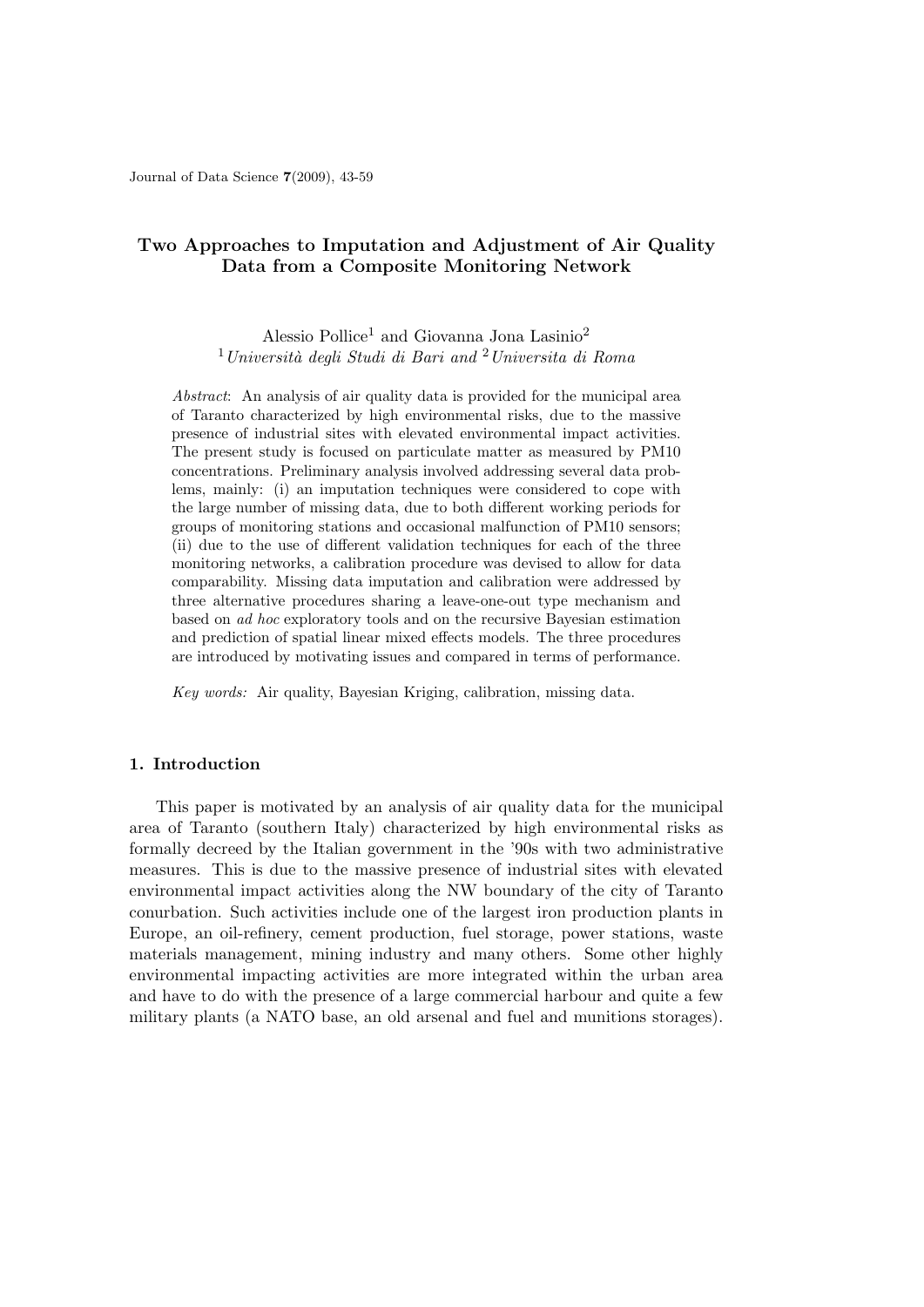# Two Approaches to Imputation and Adjustment of Air Quality Data from a Composite Monitoring Network

Alessio Pollice[1] and Giovanna Jona Lasinio[2]

[1] *Università degli Studi di Bari and* [2] *Universita di Roma*

*Abstract*: An analysis of air quality data is provided for the municipal area of Taranto characterized by high environmental risks, due to the massive presence of industrial sites with elevated environmental impact activities. The present study is focused on particulate matter as measured by PM10 concentrations. Preliminary analysis involved addressing several data problems, mainly: (i) an imputation techniques were considered to cope with the large number of missing data, due to both different working periods for groups of monitoring stations and occasional malfunction of PM10 sensors; (ii) due to the use of different validation techniques for each of the three monitoring networks, a calibration procedure was devised to allow for data comparability. Missing data imputation and calibration were addressed by three alternative procedures sharing a leave-one-out type mechanism and based on *ad hoc* exploratory tools and on the recursive Bayesian estimation and prediction of spatial linear mixed effects models. The three procedures are introduced by motivating issues and compared in terms of performance.

*Key words:* Air quality, Bayesian Kriging, calibration, missing data.

## 1. Introduction

This paper is motivated by an analysis of air quality data for the municipal area of Taranto (southern Italy) characterized by high environmental risks as formally decreed by the Italian government in the '90s with two administrative measures. This is due to the massive presence of industrial sites with elevated environmental impact activities along the NW boundary of the city of Taranto conurbation. Such activities include one of the largest iron production plants in Europe, an oil-refinery, cement production, fuel storage, power stations, waste materials management, mining industry and many others. Some other highly environmental impacting activities are more integrated within the urban area and have to do with the presence of a large commercial harbour and quite a few military plants (a NATO base, an old arsenal and fuel and munitions storages).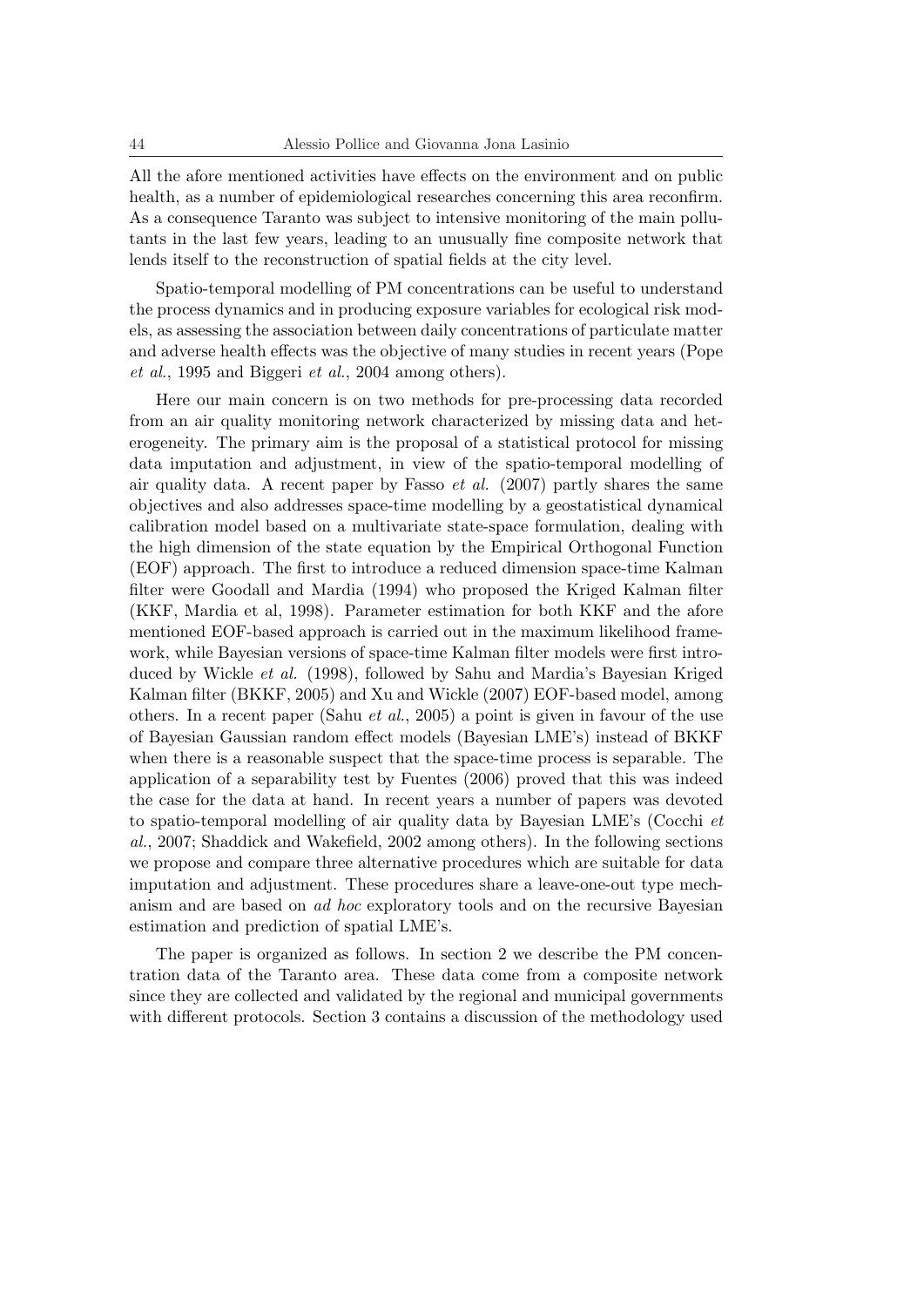All the afore mentioned activities have effects on the environment and on public health, as a number of epidemiological researches concerning this area reconfirm. As a consequence Taranto was subject to intensive monitoring of the main pollutants in the last few years, leading to an unusually fine composite network that lends itself to the reconstruction of spatial fields at the city level.

Spatio-temporal modelling of PM concentrations can be useful to understand the process dynamics and in producing exposure variables for ecological risk models, as assessing the association between daily concentrations of particulate matter and adverse health effects was the objective of many studies in recent years (Pope *et al.*, 1995 and Biggeri *et al.*, 2004 among others).

Here our main concern is on two methods for pre-processing data recorded from an air quality monitoring network characterized by missing data and heterogeneity. The primary aim is the proposal of a statistical protocol for missing data imputation and adjustment, in view of the spatio-temporal modelling of air quality data. A recent paper by Fasso *et al.* (2007) partly shares the same objectives and also addresses space-time modelling by a geostatistical dynamical calibration model based on a multivariate state-space formulation, dealing with the high dimension of the state equation by the Empirical Orthogonal Function (EOF) approach. The first to introduce a reduced dimension space-time Kalman filter were Goodall and Mardia (1994) who proposed the Kriged Kalman filter (KKF, Mardia et al, 1998). Parameter estimation for both KKF and the afore mentioned EOF-based approach is carried out in the maximum likelihood framework, while Bayesian versions of space-time Kalman filter models were first introduced by Wickle *et al.* (1998), followed by Sahu and Mardia's Bayesian Kriged Kalman filter (BKKF, 2005) and Xu and Wickle (2007) EOF-based model, among others. In a recent paper (Sahu *et al.*, 2005) a point is given in favour of the use of Bayesian Gaussian random effect models (Bayesian LME's) instead of BKKF when there is a reasonable suspect that the space-time process is separable. The application of a separability test by Fuentes (2006) proved that this was indeed the case for the data at hand. In recent years a number of papers was devoted to spatio-temporal modelling of air quality data by Bayesian LME's (Cocchi *et al.*, 2007; Shaddick and Wakefield, 2002 among others). In the following sections we propose and compare three alternative procedures which are suitable for data imputation and adjustment. These procedures share a leave-one-out type mechanism and are based on *ad hoc* exploratory tools and on the recursive Bayesian estimation and prediction of spatial LME's.

The paper is organized as follows. In section 2 we describe the PM concentration data of the Taranto area. These data come from a composite network since they are collected and validated by the regional and municipal governments with different protocols. Section 3 contains a discussion of the methodology used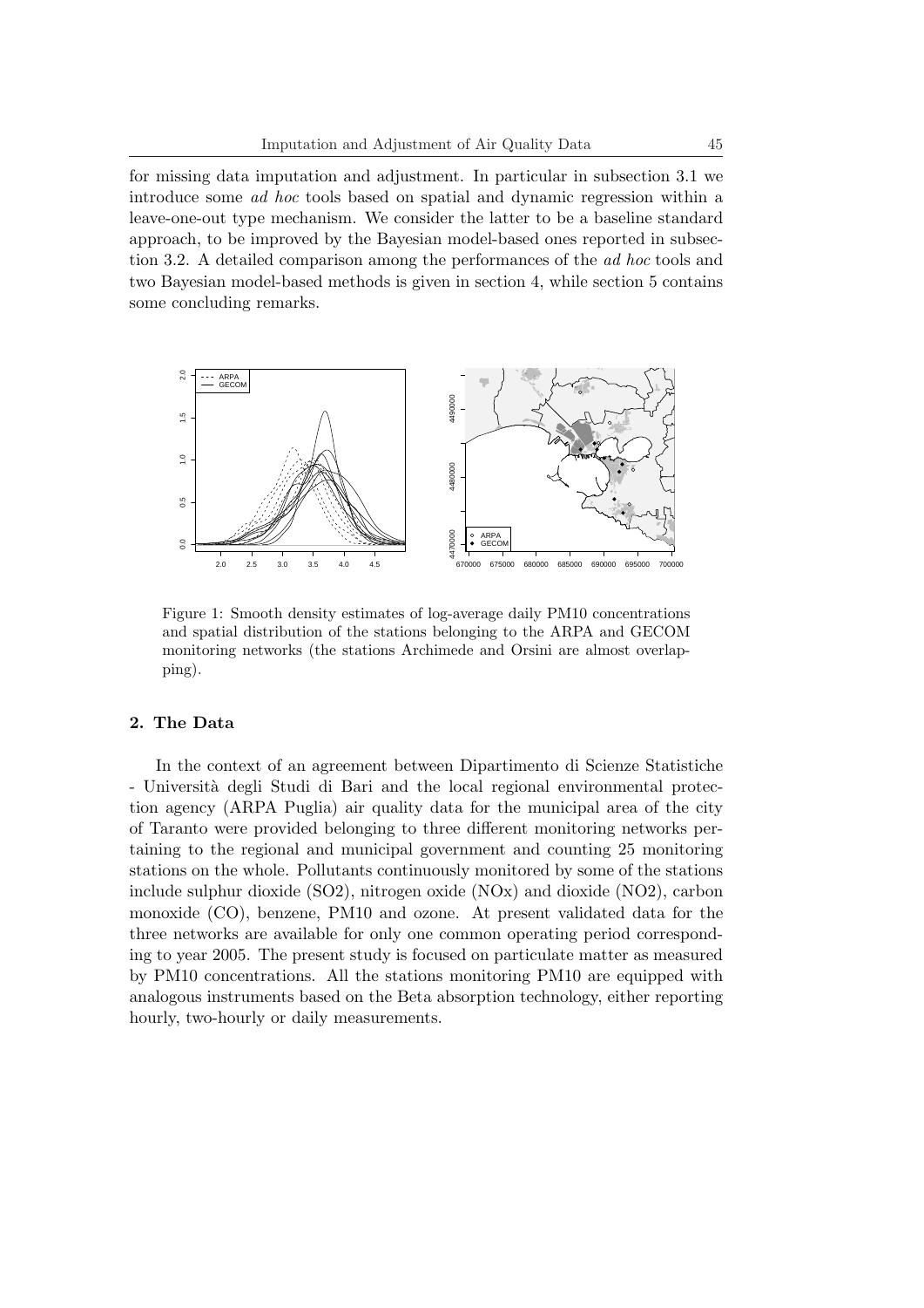for missing data imputation and adjustment. In particular in subsection 3.1 we introduce some *ad hoc* tools based on spatial and dynamic regression within a leave-one-out type mechanism. We consider the latter to be a baseline standard approach, to be improved by the Bayesian model-based ones reported in subsection 3.2. A detailed comparison among the performances of the *ad hoc* tools and two Bayesian model-based methods is given in section 4, while section 5 contains some concluding remarks.

Figure 1: Smooth density estimates of log-average daily PM10 concentrations and spatial distribution of the stations belonging to the ARPA and GECOM monitoring networks (the stations Archimede and Orsini are almost overlapping).

## 2. The Data

In the context of an agreement between Dipartimento di Scienze Statistiche - Università degli Studi di Bari and the local regional environmental protection agency (ARPA Puglia) air quality data for the municipal area of the city of Taranto were provided belonging to three different monitoring networks pertaining to the regional and municipal government and counting 25 monitoring stations on the whole. Pollutants continuously monitored by some of the stations include sulphur dioxide (SO2), nitrogen oxide (NOx) and dioxide (NO2), carbon monoxide (CO), benzene, PM10 and ozone. At present validated data for the three networks are available for only one common operating period corresponding to year 2005. The present study is focused on particulate matter as measured by PM10 concentrations. All the stations monitoring PM10 are equipped with analogous instruments based on the Beta absorption technology, either reporting hourly, two-hourly or daily measurements.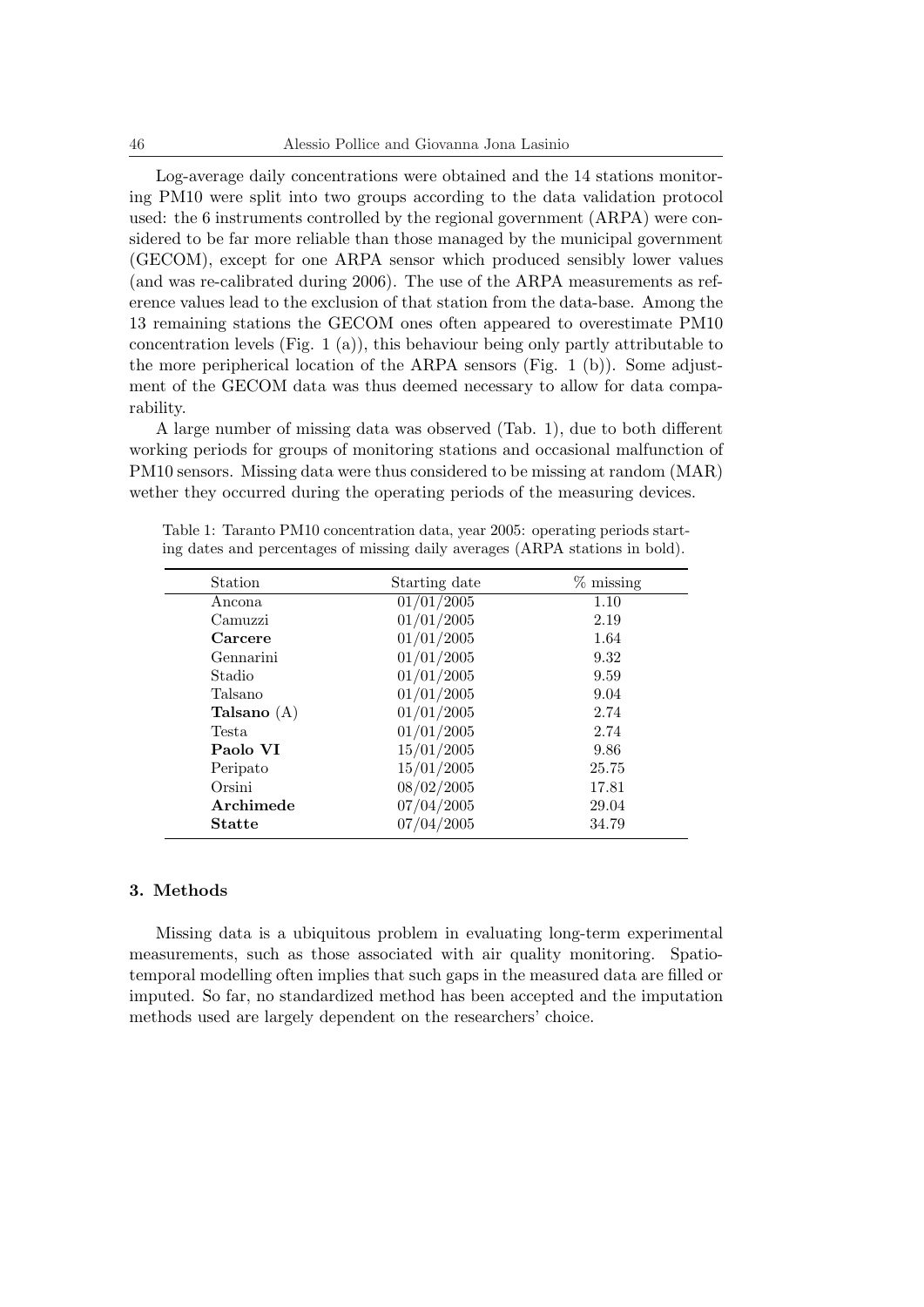Log-average daily concentrations were obtained and the 14 stations monitoring PM10 were split into two groups according to the data validation protocol used: the 6 instruments controlled by the regional government (ARPA) were considered to be far more reliable than those managed by the municipal government (GECOM), except for one ARPA sensor which produced sensibly lower values (and was re-calibrated during 2006). The use of the ARPA measurements as reference values lead to the exclusion of that station from the data-base. Among the 13 remaining stations the GECOM ones often appeared to overestimate PM10 concentration levels (Fig. 1 (a)), this behaviour being only partly attributable to the more peripherical location of the ARPA sensors (Fig. 1 (b)). Some adjustment of the GECOM data was thus deemed necessary to allow for data comparability.

A large number of missing data was observed (Tab. 1), due to both different working periods for groups of monitoring stations and occasional malfunction of PM10 sensors. Missing data were thus considered to be missing at random (MAR) wether they occurred during the operating periods of the measuring devices.

Table 1: Taranto PM10 concentration data, year 2005: operating periods starting dates and percentages of missing daily averages (ARPA stations in bold).

| Station | Starting date | % missing |
|---|---|---|
| Ancona | 01/01/2005 | 1.10 |
| Camuzzi | 01/01/2005 | 2.19 |
| **Carcere** | 01/01/2005 | 1.64 |
| Gennarini | 01/01/2005 | 9.32 |
| Stadio | 01/01/2005 | 9.59 |
| Talsano | 01/01/2005 | 9.04 |
| **Talsano** (A) | 01/01/2005 | 2.74 |
| Testa | 01/01/2005 | 2.74 |
| **Paolo VI** | 15/01/2005 | 9.86 |
| Peripato | 15/01/2005 | 25.75 |
| Orsini | 08/02/2005 | 17.81 |
| **Archimede** | 07/04/2005 | 29.04 |
| **Statte** | 07/04/2005 | 34.79 |

## 3. Methods

Missing data is a ubiquitous problem in evaluating long-term experimental measurements, such as those associated with air quality monitoring. Spatio-temporal modelling often implies that such gaps in the measured data are filled or imputed. So far, no standardized method has been accepted and the imputation methods used are largely dependent on the researchers' choice.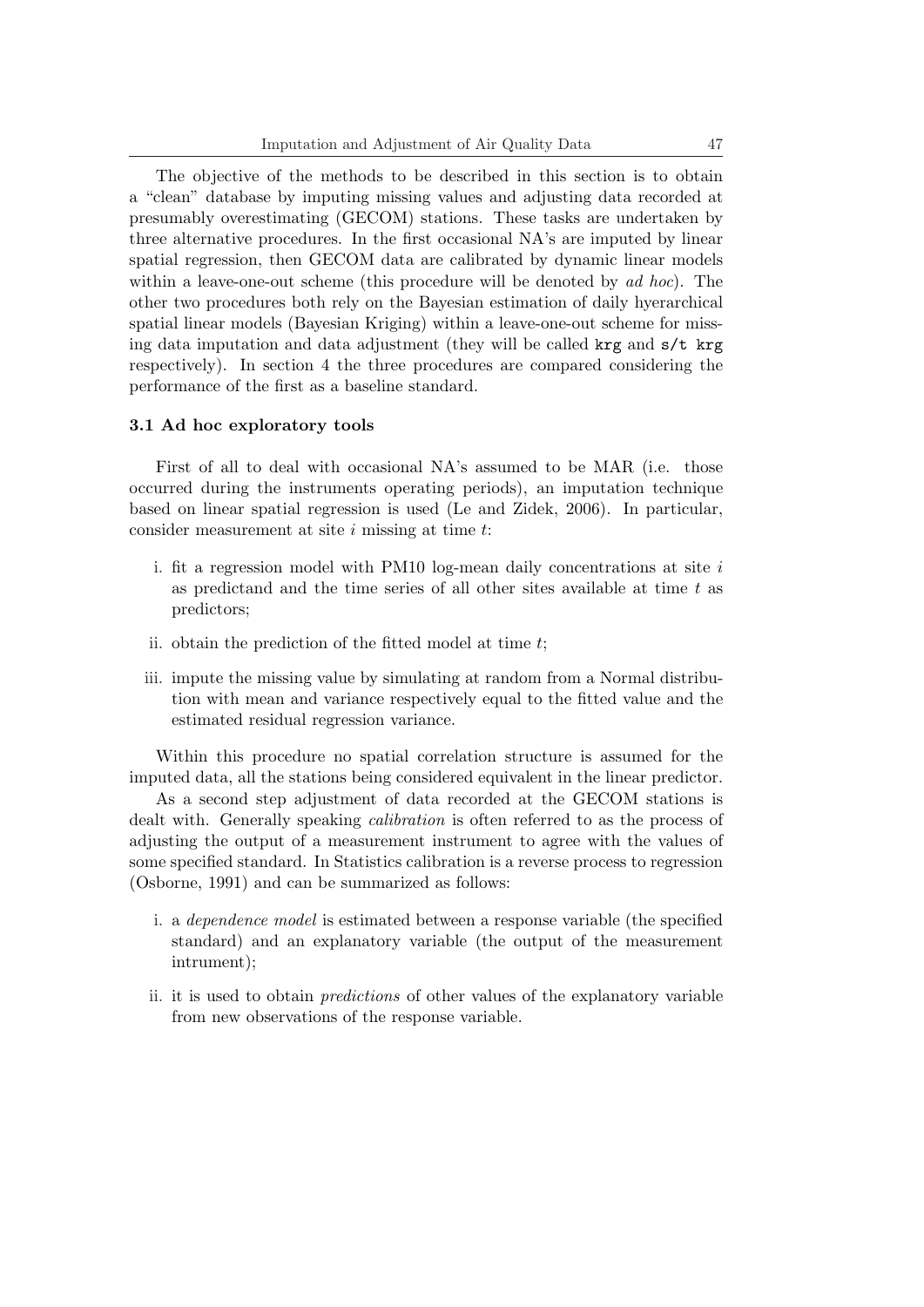The objective of the methods to be described in this section is to obtain a "clean" database by imputing missing values and adjusting data recorded at presumably overestimating (GECOM) stations. These tasks are undertaken by three alternative procedures. In the first occasional NA's are imputed by linear spatial regression, then GECOM data are calibrated by dynamic linear models within a leave-one-out scheme (this procedure will be denoted by *ad hoc*). The other two procedures both rely on the Bayesian estimation of daily hyerarchical spatial linear models (Bayesian Kriging) within a leave-one-out scheme for missing data imputation and data adjustment (they will be called `krg` and `s/t krg` respectively). In section 4 the three procedures are compared considering the performance of the first as a baseline standard.

### 3.1 Ad hoc exploratory tools

First of all to deal with occasional NA's assumed to be MAR (i.e. those occurred during the instruments operating periods), an imputation technique based on linear spatial regression is used (Le and Zidek, 2006). In particular, consider measurement at site $i$ missing at time $t$:

i. fit a regression model with PM10 log-mean daily concentrations at site $i$ as predictand and the time series of all other sites available at time $t$ as predictors;

ii. obtain the prediction of the fitted model at time $t$;

iii. impute the missing value by simulating at random from a Normal distribution with mean and variance respectively equal to the fitted value and the estimated residual regression variance.

Within this procedure no spatial correlation structure is assumed for the imputed data, all the stations being considered equivalent in the linear predictor.

As a second step adjustment of data recorded at the GECOM stations is dealt with. Generally speaking *calibration* is often referred to as the process of adjusting the output of a measurement instrument to agree with the values of some specified standard. In Statistics calibration is a reverse process to regression (Osborne, 1991) and can be summarized as follows:

i. a *dependence model* is estimated between a response variable (the specified standard) and an explanatory variable (the output of the measurement intrument);

ii. it is used to obtain *predictions* of other values of the explanatory variable from new observations of the response variable.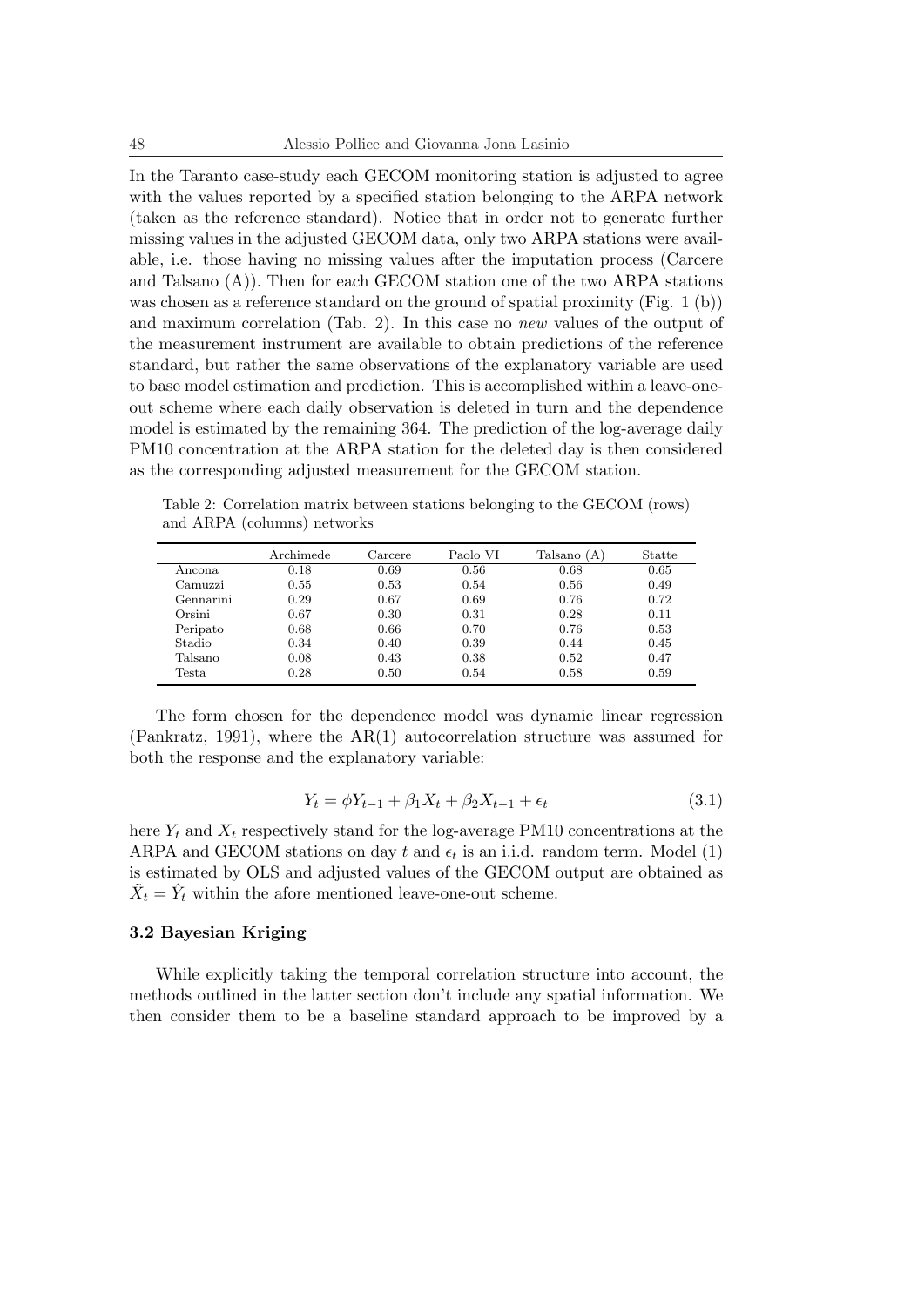In the Taranto case-study each GECOM monitoring station is adjusted to agree with the values reported by a specified station belonging to the ARPA network (taken as the reference standard). Notice that in order not to generate further missing values in the adjusted GECOM data, only two ARPA stations were available, i.e. those having no missing values after the imputation process (Carcere and Talsano (A)). Then for each GECOM station one of the two ARPA stations was chosen as a reference standard on the ground of spatial proximity (Fig. 1 (b)) and maximum correlation (Tab. 2). In this case no *new* values of the output of the measurement instrument are available to obtain predictions of the reference standard, but rather the same observations of the explanatory variable are used to base model estimation and prediction. This is accomplished within a leave-one-out scheme where each daily observation is deleted in turn and the dependence model is estimated by the remaining 364. The prediction of the log-average daily PM10 concentration at the ARPA station for the deleted day is then considered as the corresponding adjusted measurement for the GECOM station.

Table 2: Correlation matrix between stations belonging to the GECOM (rows) and ARPA (columns) networks

| | Archimede | Carcere | Paolo VI | Talsano (A) | Statte |
|---|---|---|---|---|---|
| Ancona | 0.18 | 0.69 | 0.56 | 0.68 | 0.65 |
| Camuzzi | 0.55 | 0.53 | 0.54 | 0.56 | 0.49 |
| Gennarini | 0.29 | 0.67 | 0.69 | 0.76 | 0.72 |
| Orsini | 0.67 | 0.30 | 0.31 | 0.28 | 0.11 |
| Peripato | 0.68 | 0.66 | 0.70 | 0.76 | 0.53 |
| Stadio | 0.34 | 0.40 | 0.39 | 0.44 | 0.45 |
| Talsano | 0.08 | 0.43 | 0.38 | 0.52 | 0.47 |
| Testa | 0.28 | 0.50 | 0.54 | 0.58 | 0.59 |

The form chosen for the dependence model was dynamic linear regression (Pankratz, 1991), where the AR(1) autocorrelation structure was assumed for both the response and the explanatory variable:

$$Y_t = \phi Y_{t-1} + \beta_1 X_t + \beta_2 X_{t-1} + \epsilon_t \tag{3.1}$$

here $Y_t$ and $X_t$ respectively stand for the log-average PM10 concentrations at the ARPA and GECOM stations on day $t$ and $\epsilon_t$ is an i.i.d. random term. Model (1) is estimated by OLS and adjusted values of the GECOM output are obtained as $\tilde{X}_t = \hat{Y}_t$ within the afore mentioned leave-one-out scheme.

### 3.2 Bayesian Kriging

While explicitly taking the temporal correlation structure into account, the methods outlined in the latter section don't include any spatial information. We then consider them to be a baseline standard approach to be improved by a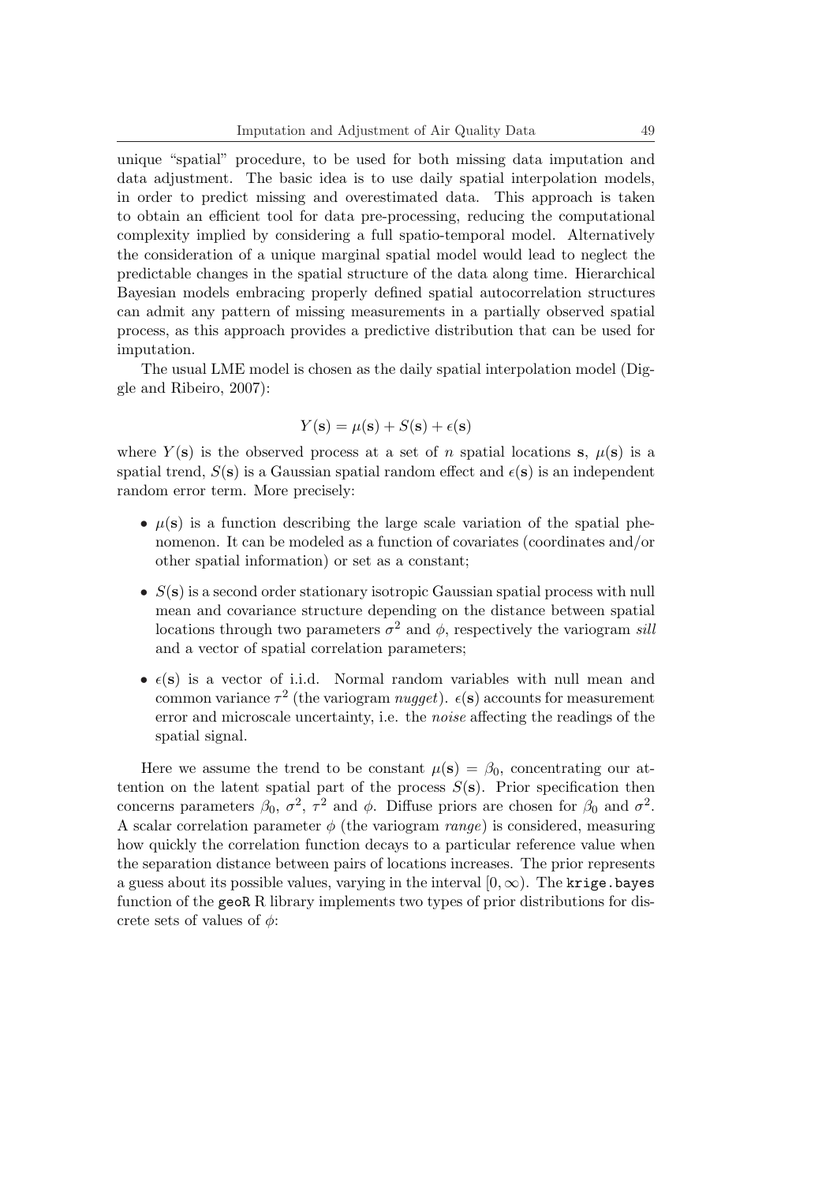unique "spatial" procedure, to be used for both missing data imputation and data adjustment. The basic idea is to use daily spatial interpolation models, in order to predict missing and overestimated data. This approach is taken to obtain an efficient tool for data pre-processing, reducing the computational complexity implied by considering a full spatio-temporal model. Alternatively the consideration of a unique marginal spatial model would lead to neglect the predictable changes in the spatial structure of the data along time. Hierarchical Bayesian models embracing properly defined spatial autocorrelation structures can admit any pattern of missing measurements in a partially observed spatial process, as this approach provides a predictive distribution that can be used for imputation.

The usual LME model is chosen as the daily spatial interpolation model (Diggle and Ribeiro, 2007):

$$Y(\mathbf{s}) = \mu(\mathbf{s}) + S(\mathbf{s}) + \epsilon(\mathbf{s})$$

where $Y(\mathbf{s})$ is the observed process at a set of $n$ spatial locations $\mathbf{s}$, $\mu(\mathbf{s})$ is a spatial trend, $S(\mathbf{s})$ is a Gaussian spatial random effect and $\epsilon(\mathbf{s})$ is an independent random error term. More precisely:

- $\mu(\mathbf{s})$ is a function describing the large scale variation of the spatial phenomenon. It can be modeled as a function of covariates (coordinates and/or other spatial information) or set as a constant;
- $S(\mathbf{s})$ is a second order stationary isotropic Gaussian spatial process with null mean and covariance structure depending on the distance between spatial locations through two parameters $\sigma^2$ and $\phi$, respectively the variogram *sill* and a vector of spatial correlation parameters;
- $\epsilon(\mathbf{s})$ is a vector of i.i.d. Normal random variables with null mean and common variance $\tau^2$ (the variogram *nugget*). $\epsilon(\mathbf{s})$ accounts for measurement error and microscale uncertainty, i.e. the *noise* affecting the readings of the spatial signal.

Here we assume the trend to be constant $\mu(\mathbf{s}) = \beta_0$, concentrating our attention on the latent spatial part of the process $S(\mathbf{s})$. Prior specification then concerns parameters $\beta_0$, $\sigma^2$, $\tau^2$ and $\phi$. Diffuse priors are chosen for $\beta_0$ and $\sigma^2$. A scalar correlation parameter $\phi$ (the variogram *range*) is considered, measuring how quickly the correlation function decays to a particular reference value when the separation distance between pairs of locations increases. The prior represents a guess about its possible values, varying in the interval $[0, \infty)$. The `krige.bayes` function of the `geoR` R library implements two types of prior distributions for discrete sets of values of $\phi$: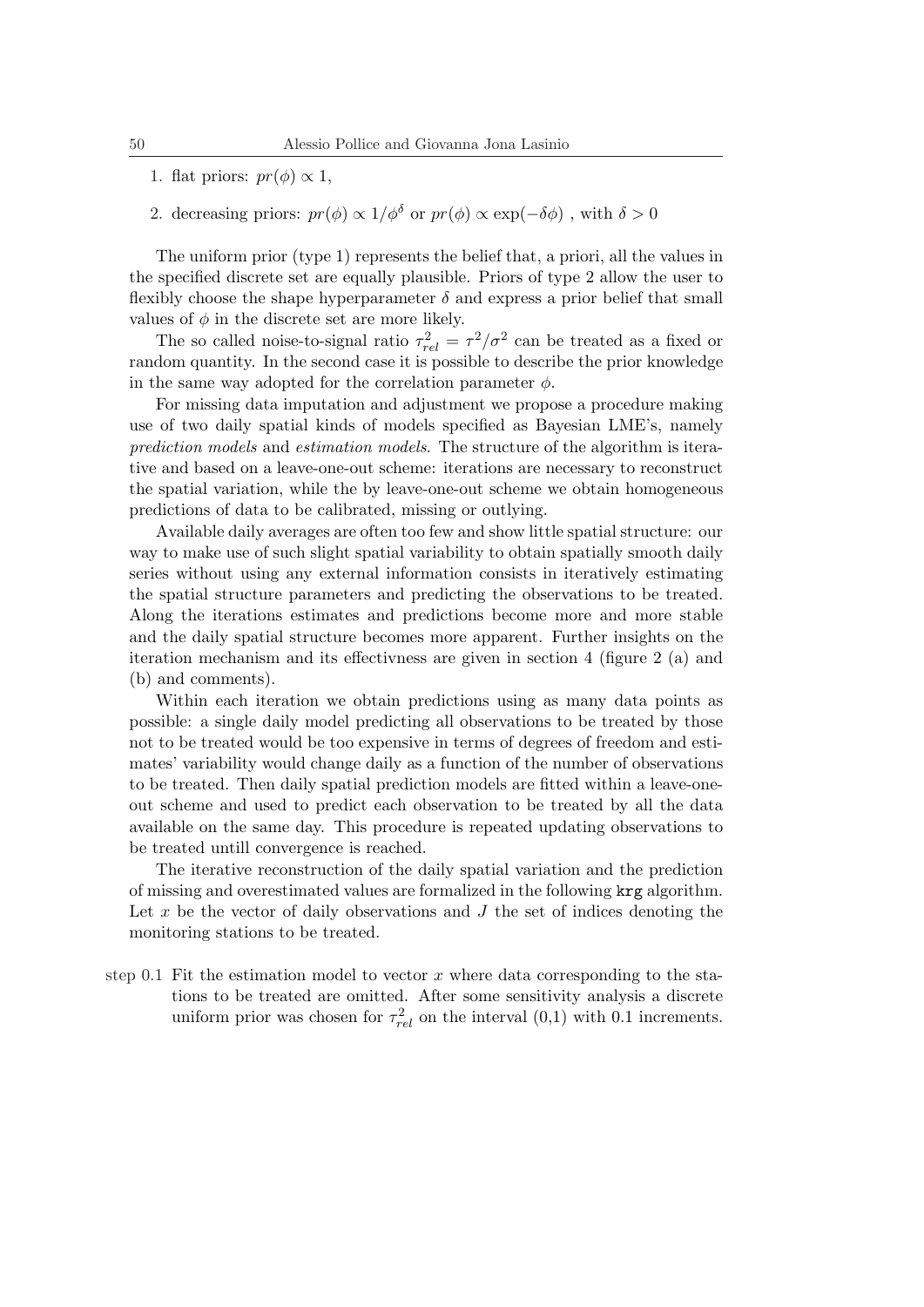1. flat priors: $pr(\phi) \propto 1$,
2. decreasing priors: $pr(\phi) \propto 1/\phi^{\delta}$ or $pr(\phi) \propto \exp(-\delta\phi)$ , with $\delta > 0$

The uniform prior (type 1) represents the belief that, a priori, all the values in the specified discrete set are equally plausible. Priors of type 2 allow the user to flexibly choose the shape hyperparameter $\delta$ and express a prior belief that small values of $\phi$ in the discrete set are more likely.

The so called noise-to-signal ratio $\tau^2_{rel} = \tau^2/\sigma^2$ can be treated as a fixed or random quantity. In the second case it is possible to describe the prior knowledge in the same way adopted for the correlation parameter $\phi$.

For missing data imputation and adjustment we propose a procedure making use of two daily spatial kinds of models specified as Bayesian LME's, namely *prediction models* and *estimation models*. The structure of the algorithm is iterative and based on a leave-one-out scheme: iterations are necessary to reconstruct the spatial variation, while the by leave-one-out scheme we obtain homogeneous predictions of data to be calibrated, missing or outlying.

Available daily averages are often too few and show little spatial structure: our way to make use of such slight spatial variability to obtain spatially smooth daily series without using any external information consists in iteratively estimating the spatial structure parameters and predicting the observations to be treated. Along the iterations estimates and predictions become more and more stable and the daily spatial structure becomes more apparent. Further insights on the iteration mechanism and its effectivness are given in section 4 (figure 2 (a) and (b) and comments).

Within each iteration we obtain predictions using as many data points as possible: a single daily model predicting all observations to be treated by those not to be treated would be too expensive in terms of degrees of freedom and estimates' variability would change daily as a function of the number of observations to be treated. Then daily spatial prediction models are fitted within a leave-one-out scheme and used to predict each observation to be treated by all the data available on the same day. This procedure is repeated updating observations to be treated untill convergence is reached.

The iterative reconstruction of the daily spatial variation and the prediction of missing and overestimated values are formalized in the following `krg` algorithm. Let $x$ be the vector of daily observations and $J$ the set of indices denoting the monitoring stations to be treated.

step 0.1 Fit the estimation model to vector $x$ where data corresponding to the stations to be treated are omitted. After some sensitivity analysis a discrete uniform prior was chosen for $\tau^2_{rel}$ on the interval (0,1) with 0.1 increments.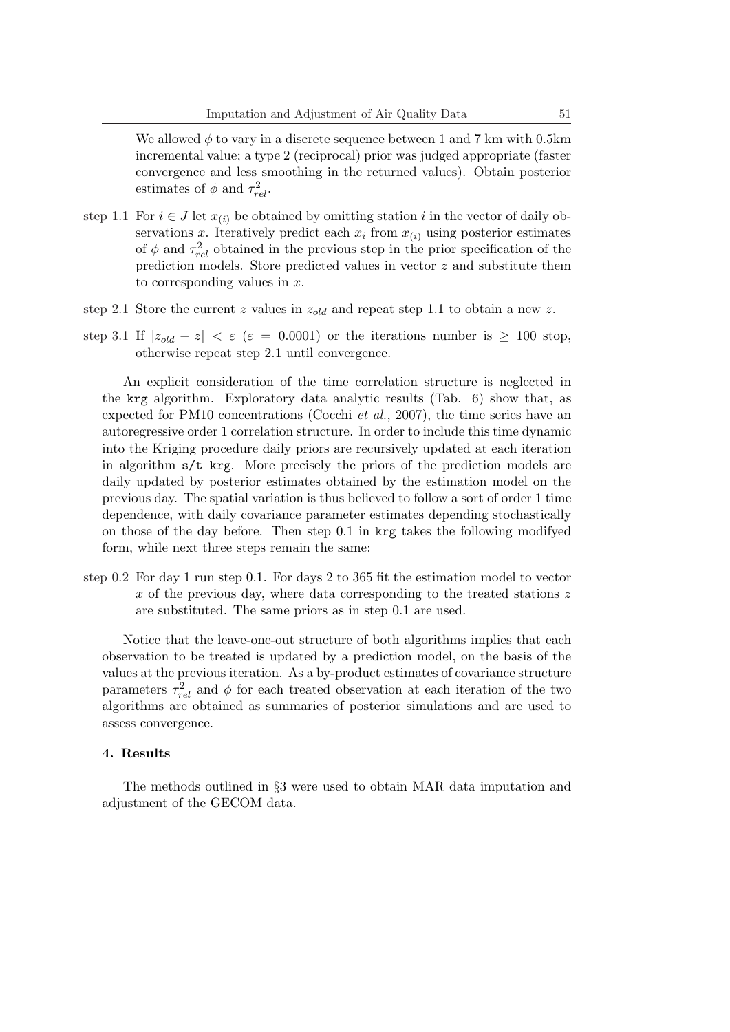We allowed $\phi$ to vary in a discrete sequence between 1 and 7 km with 0.5km incremental value; a type 2 (reciprocal) prior was judged appropriate (faster convergence and less smoothing in the returned values). Obtain posterior estimates of $\phi$ and $\tau^2_{rel}$.

step 1.1 For $i \in J$ let $x_{(i)}$ be obtained by omitting station $i$ in the vector of daily observations $x$. Iteratively predict each $x_i$ from $x_{(i)}$ using posterior estimates of $\phi$ and $\tau^2_{rel}$ obtained in the previous step in the prior specification of the prediction models. Store predicted values in vector $z$ and substitute them to corresponding values in $x$.

step 2.1 Store the current $z$ values in $z_{old}$ and repeat step 1.1 to obtain a new $z$.

step 3.1 If $|z_{old} - z| < \varepsilon$ ($\varepsilon = 0.0001$) or the iterations number is $\geq 100$ stop, otherwise repeat step 2.1 until convergence.

An explicit consideration of the time correlation structure is neglected in the `krg` algorithm. Exploratory data analytic results (Tab. 6) show that, as expected for PM10 concentrations (Cocchi *et al.*, 2007), the time series have an autoregressive order 1 correlation structure. In order to include this time dynamic into the Kriging procedure daily priors are recursively updated at each iteration in algorithm `s/t krg`. More precisely the priors of the prediction models are daily updated by posterior estimates obtained by the estimation model on the previous day. The spatial variation is thus believed to follow a sort of order 1 time dependence, with daily covariance parameter estimates depending stochastically on those of the day before. Then step 0.1 in `krg` takes the following modifyed form, while next three steps remain the same:

step 0.2 For day 1 run step 0.1. For days 2 to 365 fit the estimation model to vector $x$ of the previous day, where data corresponding to the treated stations $z$ are substituted. The same priors as in step 0.1 are used.

Notice that the leave-one-out structure of both algorithms implies that each observation to be treated is updated by a prediction model, on the basis of the values at the previous iteration. As a by-product estimates of covariance structure parameters $\tau^2_{rel}$ and $\phi$ for each treated observation at each iteration of the two algorithms are obtained as summaries of posterior simulations and are used to assess convergence.

## 4. Results

The methods outlined in §3 were used to obtain MAR data imputation and adjustment of the GECOM data.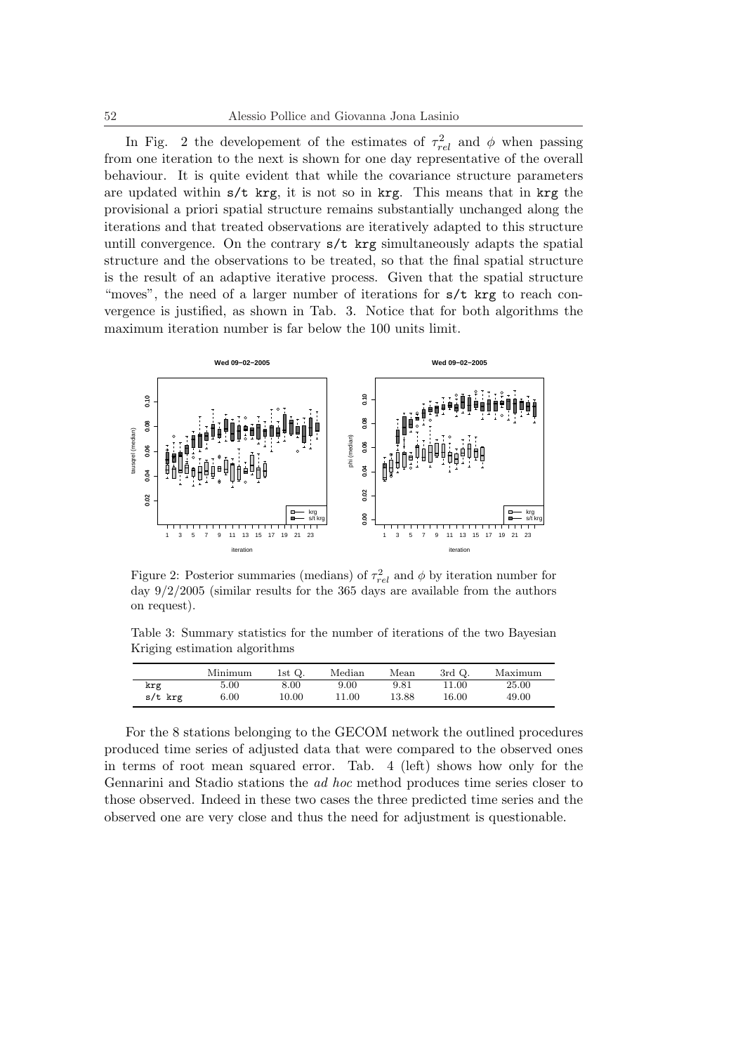In Fig. 2 the developement of the estimates of $\tau^2_{rel}$ and $\phi$ when passing from one iteration to the next is shown for one day representative of the overall behaviour. It is quite evident that while the covariance structure parameters are updated within `s/t krg`, it is not so in `krg`. This means that in `krg` the provisional a priori spatial structure remains substantially unchanged along the iterations and that treated observations are iteratively adapted to this structure untill convergence. On the contrary `s/t krg` simultaneously adapts the spatial structure and the observations to be treated, so that the final spatial structure is the result of an adaptive iterative process. Given that the spatial structure "moves", the need of a larger number of iterations for `s/t krg` to reach convergence is justified, as shown in Tab. 3. Notice that for both algorithms the maximum iteration number is far below the 100 units limit.

Figure 2: Posterior summaries (medians) of $\tau^2_{rel}$ and $\phi$ by iteration number for day 9/2/2005 (similar results for the 365 days are available from the authors on request).

Table 3: Summary statistics for the number of iterations of the two Bayesian Kriging estimation algorithms

| | Minimum | 1st Q. | Median | Mean | 3rd Q. | Maximum |
|---|---|---|---|---|---|---|
| `krg` | 5.00 | 8.00 | 9.00 | 9.81 | 11.00 | 25.00 |
| `s/t krg` | 6.00 | 10.00 | 11.00 | 13.88 | 16.00 | 49.00 |

For the 8 stations belonging to the GECOM network the outlined procedures produced time series of adjusted data that were compared to the observed ones in terms of root mean squared error. Tab. 4 (left) shows how only for the Gennarini and Stadio stations the *ad hoc* method produces time series closer to those observed. Indeed in these two cases the three predicted time series and the observed one are very close and thus the need for adjustment is questionable.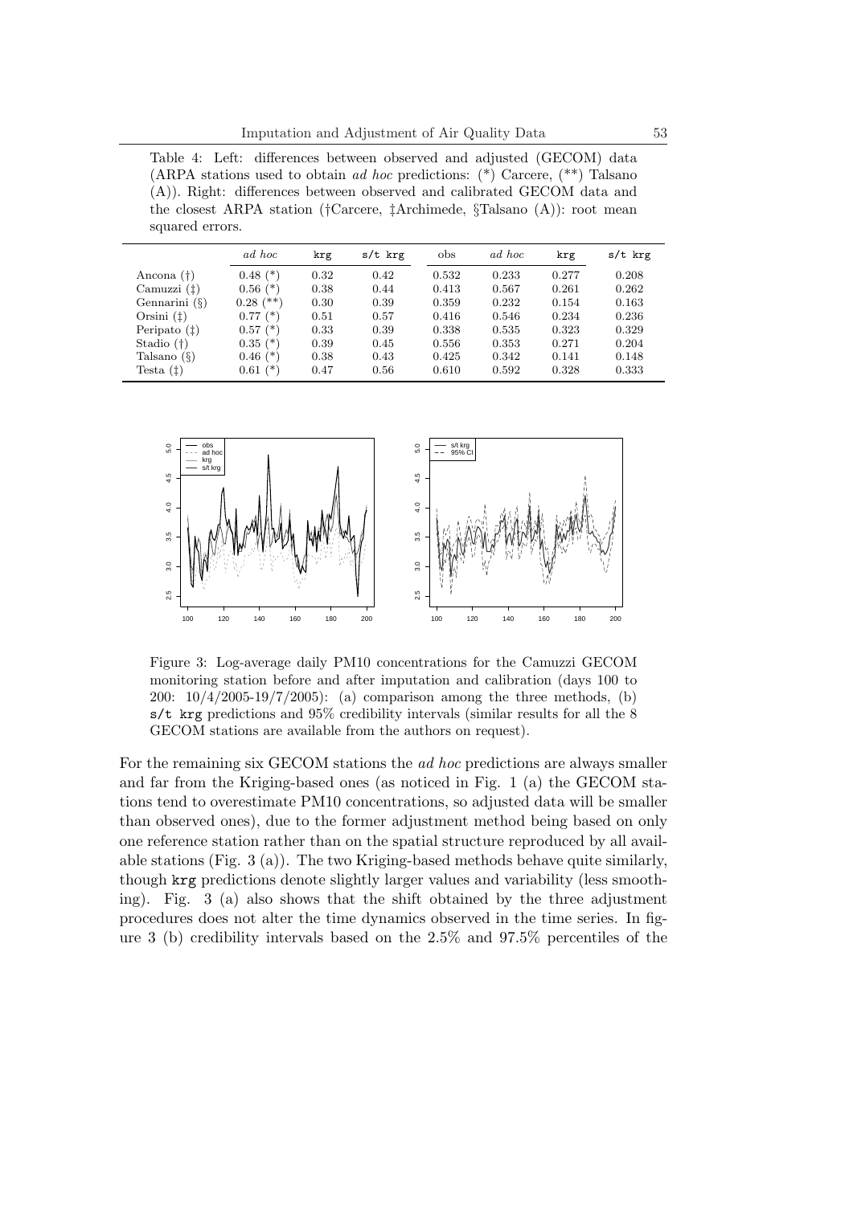Table 4: Left: differences between observed and adjusted (GECOM) data (ARPA stations used to obtain *ad hoc* predictions: (*) Carcere, (**) Talsano (A)). Right: differences between observed and calibrated GECOM data and the closest ARPA station (†Carcere, ‡Archimede, §Talsano (A)): root mean squared errors.

| | *ad hoc* | `krg` | `s/t krg` | obs | *ad hoc* | `krg` | `s/t krg` |
|---|---|---|---|---|---|---|---|
| Ancona (†) | 0.48 (*) | 0.32 | 0.42 | 0.532 | 0.233 | 0.277 | 0.208 |
| Camuzzi (‡) | 0.56 (*) | 0.38 | 0.44 | 0.413 | 0.567 | 0.261 | 0.262 |
| Gennarini (§) | 0.28 (**) | 0.30 | 0.39 | 0.359 | 0.232 | 0.154 | 0.163 |
| Orsini (‡) | 0.77 (*) | 0.51 | 0.57 | 0.416 | 0.546 | 0.234 | 0.236 |
| Peripato (‡) | 0.57 (*) | 0.33 | 0.39 | 0.338 | 0.535 | 0.323 | 0.329 |
| Stadio (†) | 0.35 (*) | 0.39 | 0.45 | 0.556 | 0.353 | 0.271 | 0.204 |
| Talsano (§) | 0.46 (*) | 0.38 | 0.43 | 0.425 | 0.342 | 0.141 | 0.148 |
| Testa (‡) | 0.61 (*) | 0.47 | 0.56 | 0.610 | 0.592 | 0.328 | 0.333 |

Figure 3: Log-average daily PM10 concentrations for the Camuzzi GECOM monitoring station before and after imputation and calibration (days 100 to 200: 10/4/2005-19/7/2005): (a) comparison among the three methods, (b) `s/t krg` predictions and 95% credibility intervals (similar results for all the 8 GECOM stations are available from the authors on request).

For the remaining six GECOM stations the *ad hoc* predictions are always smaller and far from the Kriging-based ones (as noticed in Fig. 1 (a) the GECOM stations tend to overestimate PM10 concentrations, so adjusted data will be smaller than observed ones), due to the former adjustment method being based on only one reference station rather than on the spatial structure reproduced by all available stations (Fig. 3 (a)). The two Kriging-based methods behave quite similarly, though `krg` predictions denote slightly larger values and variability (less smoothing). Fig. 3 (a) also shows that the shift obtained by the three adjustment procedures does not alter the time dynamics observed in the time series. In figure 3 (b) credibility intervals based on the 2.5% and 97.5% percentiles of the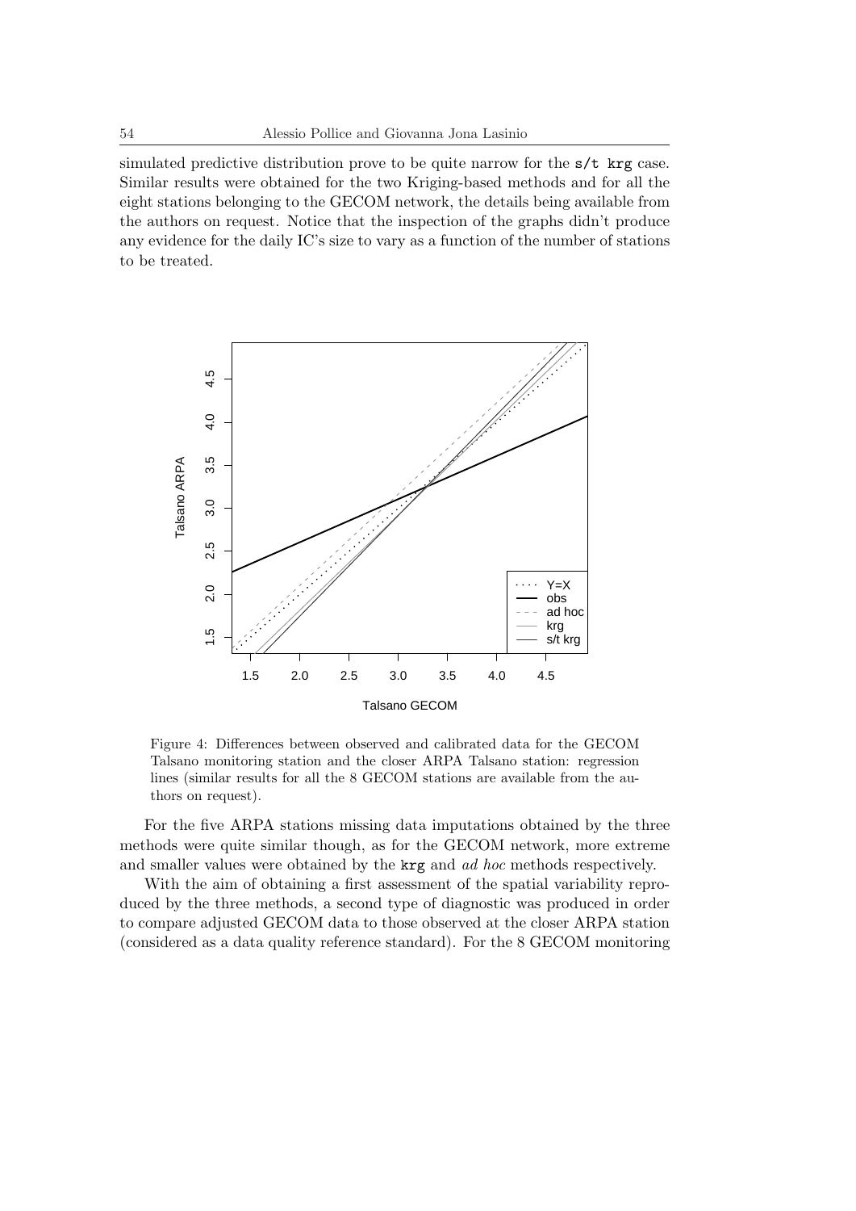simulated predictive distribution prove to be quite narrow for the `s/t krg` case. Similar results were obtained for the two Kriging-based methods and for all the eight stations belonging to the GECOM network, the details being available from the authors on request. Notice that the inspection of the graphs didn't produce any evidence for the daily IC's size to vary as a function of the number of stations to be treated.

Figure 4: Differences between observed and calibrated data for the GECOM Talsano monitoring station and the closer ARPA Talsano station: regression lines (similar results for all the 8 GECOM stations are available from the authors on request).

For the five ARPA stations missing data imputations obtained by the three methods were quite similar though, as for the GECOM network, more extreme and smaller values were obtained by the `krg` and *ad hoc* methods respectively.

With the aim of obtaining a first assessment of the spatial variability reproduced by the three methods, a second type of diagnostic was produced in order to compare adjusted GECOM data to those observed at the closer ARPA station (considered as a data quality reference standard). For the 8 GECOM monitoring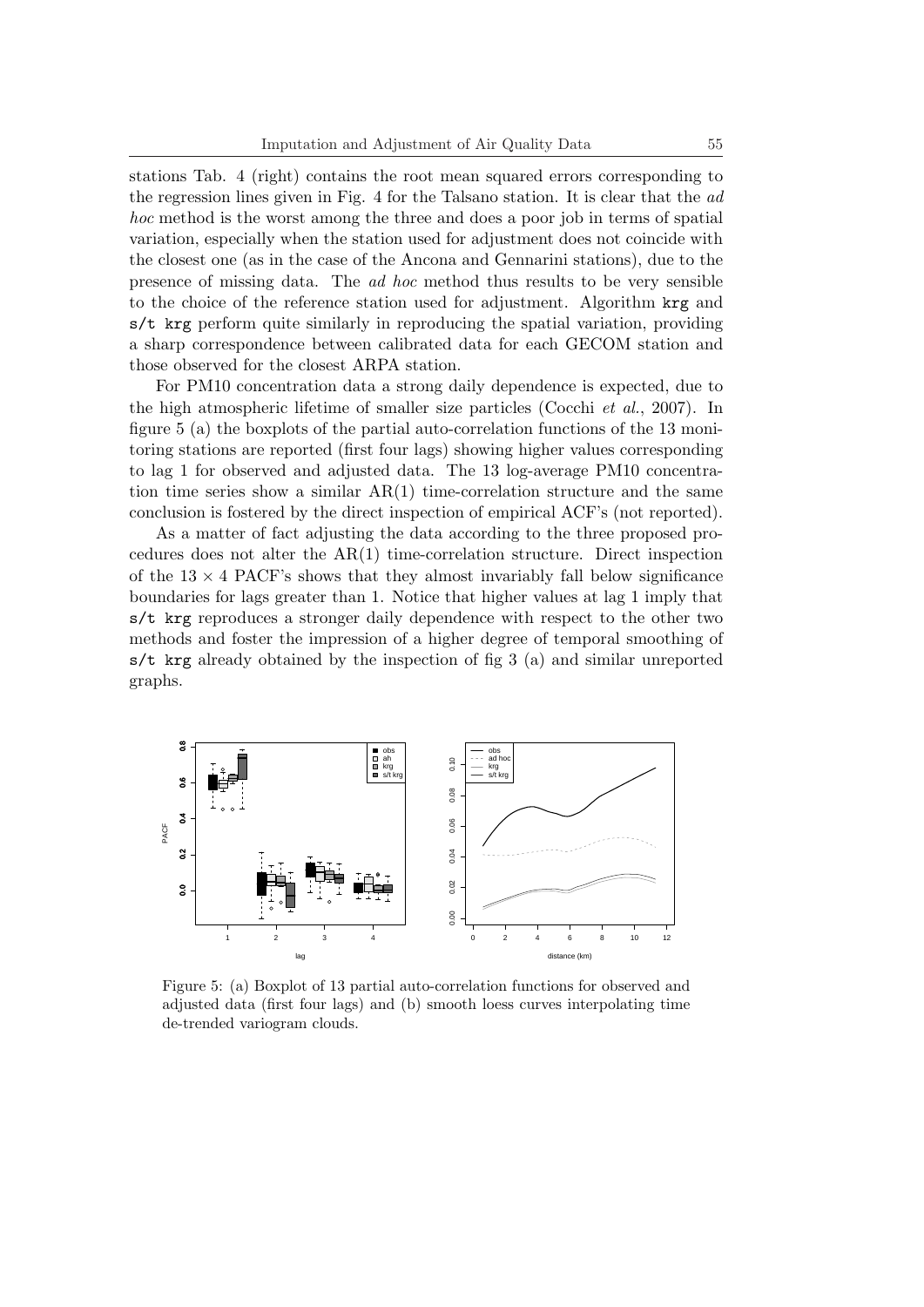stations Tab. 4 (right) contains the root mean squared errors corresponding to the regression lines given in Fig. 4 for the Talsano station. It is clear that the *ad hoc* method is the worst among the three and does a poor job in terms of spatial variation, especially when the station used for adjustment does not coincide with the closest one (as in the case of the Ancona and Gennarini stations), due to the presence of missing data. The *ad hoc* method thus results to be very sensible to the choice of the reference station used for adjustment. Algorithm `krg` and `s/t krg` perform quite similarly in reproducing the spatial variation, providing a sharp correspondence between calibrated data for each GECOM station and those observed for the closest ARPA station.

For PM10 concentration data a strong daily dependence is expected, due to the high atmospheric lifetime of smaller size particles (Cocchi *et al.*, 2007). In figure 5 (a) the boxplots of the partial auto-correlation functions of the 13 monitoring stations are reported (first four lags) showing higher values corresponding to lag 1 for observed and adjusted data. The 13 log-average PM10 concentration time series show a similar AR(1) time-correlation structure and the same conclusion is fostered by the direct inspection of empirical ACF's (not reported).

As a matter of fact adjusting the data according to the three proposed procedures does not alter the AR(1) time-correlation structure. Direct inspection of the $13 \times 4$ PACF's shows that they almost invariably fall below significance boundaries for lags greater than 1. Notice that higher values at lag 1 imply that `s/t krg` reproduces a stronger daily dependence with respect to the other two methods and foster the impression of a higher degree of temporal smoothing of `s/t krg` already obtained by the inspection of fig 3 (a) and similar unreported graphs.

Figure 5: (a) Boxplot of 13 partial auto-correlation functions for observed and adjusted data (first four lags) and (b) smooth loess curves interpolating time de-trended variogram clouds.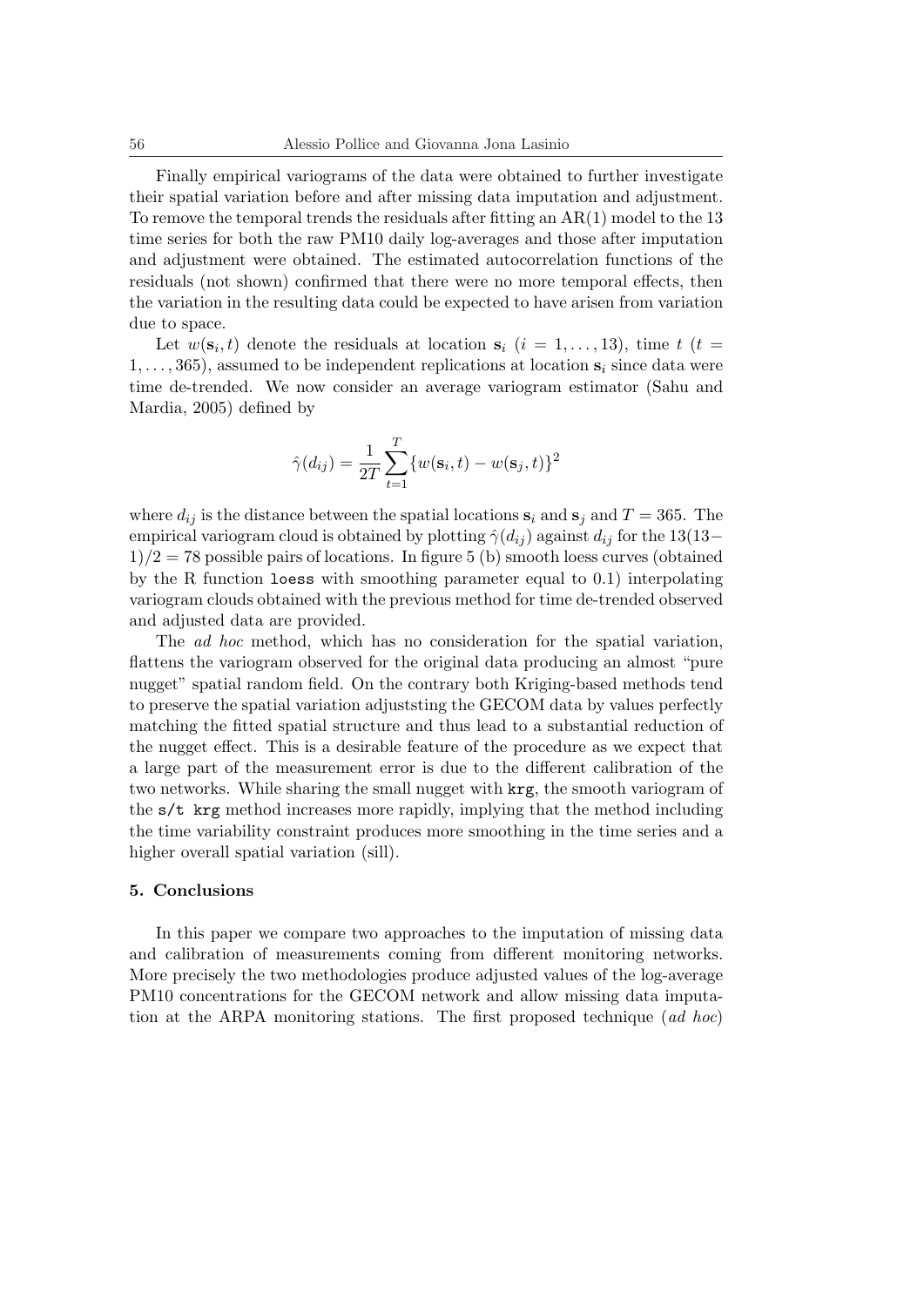Finally empirical variograms of the data were obtained to further investigate their spatial variation before and after missing data imputation and adjustment. To remove the temporal trends the residuals after fitting an AR(1) model to the 13 time series for both the raw PM10 daily log-averages and those after imputation and adjustment were obtained. The estimated autocorrelation functions of the residuals (not shown) confirmed that there were no more temporal effects, then the variation in the resulting data could be expected to have arisen from variation due to space.

Let $w(\mathbf{s}_i, t)$ denote the residuals at location $\mathbf{s}_i$ ($i = 1, \ldots, 13$), time $t$ ($t = 1, \ldots, 365$), assumed to be independent replications at location $\mathbf{s}_i$ since data were time de-trended. We now consider an average variogram estimator (Sahu and Mardia, 2005) defined by

$$\hat{\gamma}(d_{ij}) = \frac{1}{2T} \sum_{t=1}^{T} \{w(\mathbf{s}_i, t) - w(\mathbf{s}_j, t)\}^2$$

where $d_{ij}$ is the distance between the spatial locations $\mathbf{s}_i$ and $\mathbf{s}_j$ and $T = 365$. The empirical variogram cloud is obtained by plotting $\hat{\gamma}(d_{ij})$ against $d_{ij}$ for the $13(13-1)/2 = 78$ possible pairs of locations. In figure 5 (b) smooth loess curves (obtained by the R function `loess` with smoothing parameter equal to 0.1) interpolating variogram clouds obtained with the previous method for time de-trended observed and adjusted data are provided.

The *ad hoc* method, which has no consideration for the spatial variation, flattens the variogram observed for the original data producing an almost "pure nugget" spatial random field. On the contrary both Kriging-based methods tend to preserve the spatial variation adjuststing the GECOM data by values perfectly matching the fitted spatial structure and thus lead to a substantial reduction of the nugget effect. This is a desirable feature of the procedure as we expect that a large part of the measurement error is due to the different calibration of the two networks. While sharing the small nugget with `krg`, the smooth variogram of the `s/t krg` method increases more rapidly, implying that the method including the time variability constraint produces more smoothing in the time series and a higher overall spatial variation (sill).

### 5. Conclusions

In this paper we compare two approaches to the imputation of missing data and calibration of measurements coming from different monitoring networks. More precisely the two methodologies produce adjusted values of the log-average PM10 concentrations for the GECOM network and allow missing data imputation at the ARPA monitoring stations. The first proposed technique (*ad hoc*)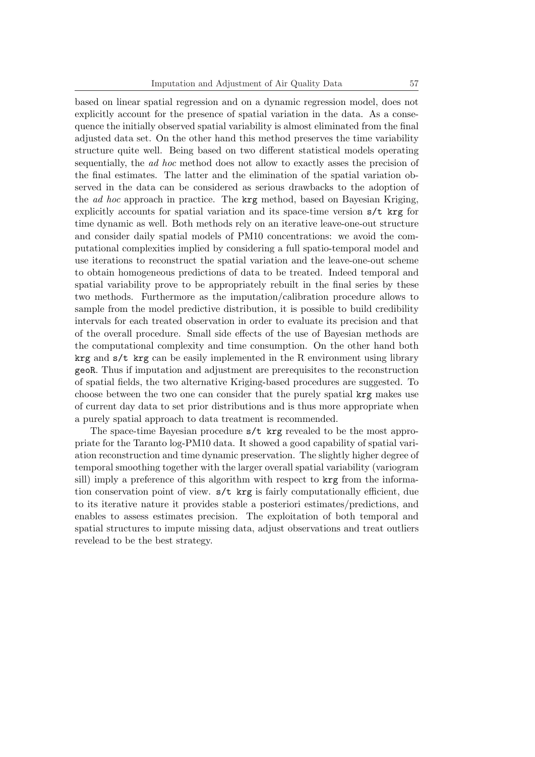based on linear spatial regression and on a dynamic regression model, does not explicitly account for the presence of spatial variation in the data. As a consequence the initially observed spatial variability is almost eliminated from the final adjusted data set. On the other hand this method preserves the time variability structure quite well. Being based on two different statistical models operating sequentially, the *ad hoc* method does not allow to exactly asses the precision of the final estimates. The latter and the elimination of the spatial variation observed in the data can be considered as serious drawbacks to the adoption of the *ad hoc* approach in practice. The `krg` method, based on Bayesian Kriging, explicitly accounts for spatial variation and its space-time version `s/t krg` for time dynamic as well. Both methods rely on an iterative leave-one-out structure and consider daily spatial models of PM10 concentrations: we avoid the computational complexities implied by considering a full spatio-temporal model and use iterations to reconstruct the spatial variation and the leave-one-out scheme to obtain homogeneous predictions of data to be treated. Indeed temporal and spatial variability prove to be appropriately rebuilt in the final series by these two methods. Furthermore as the imputation/calibration procedure allows to sample from the model predictive distribution, it is possible to build credibility intervals for each treated observation in order to evaluate its precision and that of the overall procedure. Small side effects of the use of Bayesian methods are the computational complexity and time consumption. On the other hand both `krg` and `s/t krg` can be easily implemented in the R environment using library `geoR`. Thus if imputation and adjustment are prerequisites to the reconstruction of spatial fields, the two alternative Kriging-based procedures are suggested. To choose between the two one can consider that the purely spatial `krg` makes use of current day data to set prior distributions and is thus more appropriate when a purely spatial approach to data treatment is recommended.

The space-time Bayesian procedure `s/t krg` revealed to be the most appropriate for the Taranto log-PM10 data. It showed a good capability of spatial variation reconstruction and time dynamic preservation. The slightly higher degree of temporal smoothing together with the larger overall spatial variability (variogram sill) imply a preference of this algorithm with respect to `krg` from the information conservation point of view. `s/t krg` is fairly computationally efficient, due to its iterative nature it provides stable a posteriori estimates/predictions, and enables to assess estimates precision. The exploitation of both temporal and spatial structures to impute missing data, adjust observations and treat outliers revelead to be the best strategy.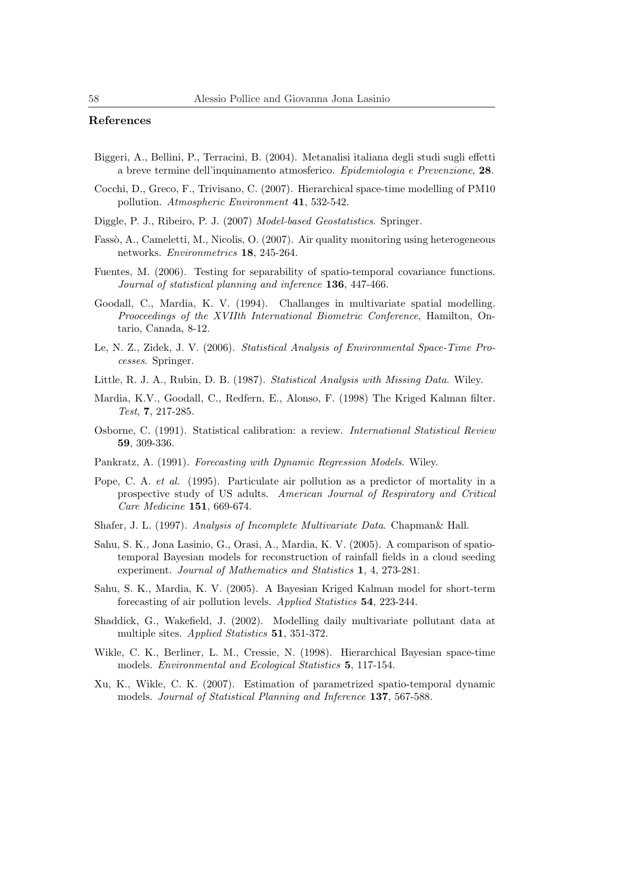## References

Biggeri, A., Bellini, P., Terracini, B. (2004). Metanalisi italiana degli studi sugli effetti a breve termine dell'inquinamento atmosferico. *Epidemiologia e Prevenzione*, **28**.

Cocchi, D., Greco, F., Trivisano, C. (2007). Hierarchical space-time modelling of PM10 pollution. *Atmospheric Environment* **41**, 532-542.

Diggle, P. J., Ribeiro, P. J. (2007) *Model-based Geostatistics*. Springer.

Fassò, A., Cameletti, M., Nicolis, O. (2007). Air quality monitoring using heterogeneous networks. *Environmetrics* **18**, 245-264.

Fuentes, M. (2006). Testing for separability of spatio-temporal covariance functions. *Journal of statistical planning and inference* **136**, 447-466.

Goodall, C., Mardia, K. V. (1994). Challanges in multivariate spatial modelling. *Prooceedings of the XVIIth International Biometric Conference*, Hamilton, Ontario, Canada, 8-12.

Le, N. Z., Zidek, J. V. (2006). *Statistical Analysis of Environmental Space-Time Processes*. Springer.

Little, R. J. A., Rubin, D. B. (1987). *Statistical Analysis with Missing Data*. Wiley.

Mardia, K.V., Goodall, C., Redfern, E., Alonso, F. (1998) The Kriged Kalman filter. *Test*, **7**, 217-285.

Osborne, C. (1991). Statistical calibration: a review. *International Statistical Review* **59**, 309-336.

Pankratz, A. (1991). *Forecasting with Dynamic Regression Models*. Wiley.

Pope, C. A. *et al.* (1995). Particulate air pollution as a predictor of mortality in a prospective study of US adults. *American Journal of Respiratory and Critical Care Medicine* **151**, 669-674.

Shafer, J. L. (1997). *Analysis of Incomplete Multivariate Data*. Chapman& Hall.

Sahu, S. K., Jona Lasinio, G., Orasi, A., Mardia, K. V. (2005). A comparison of spatio-temporal Bayesian models for reconstruction of rainfall fields in a cloud seeding experiment. *Journal of Mathematics and Statistics* **1**, 4, 273-281.

Sahu, S. K., Mardia, K. V. (2005). A Bayesian Kriged Kalman model for short-term forecasting of air pollution levels. *Applied Statistics* **54**, 223-244.

Shaddick, G., Wakefield, J. (2002). Modelling daily multivariate pollutant data at multiple sites. *Applied Statistics* **51**, 351-372.

Wikle, C. K., Berliner, L. M., Cressie, N. (1998). Hierarchical Bayesian space-time models. *Environmental and Ecological Statistics* **5**, 117-154.

Xu, K., Wikle, C. K. (2007). Estimation of parametrized spatio-temporal dynamic models. *Journal of Statistical Planning and Inference* **137**, 567-588.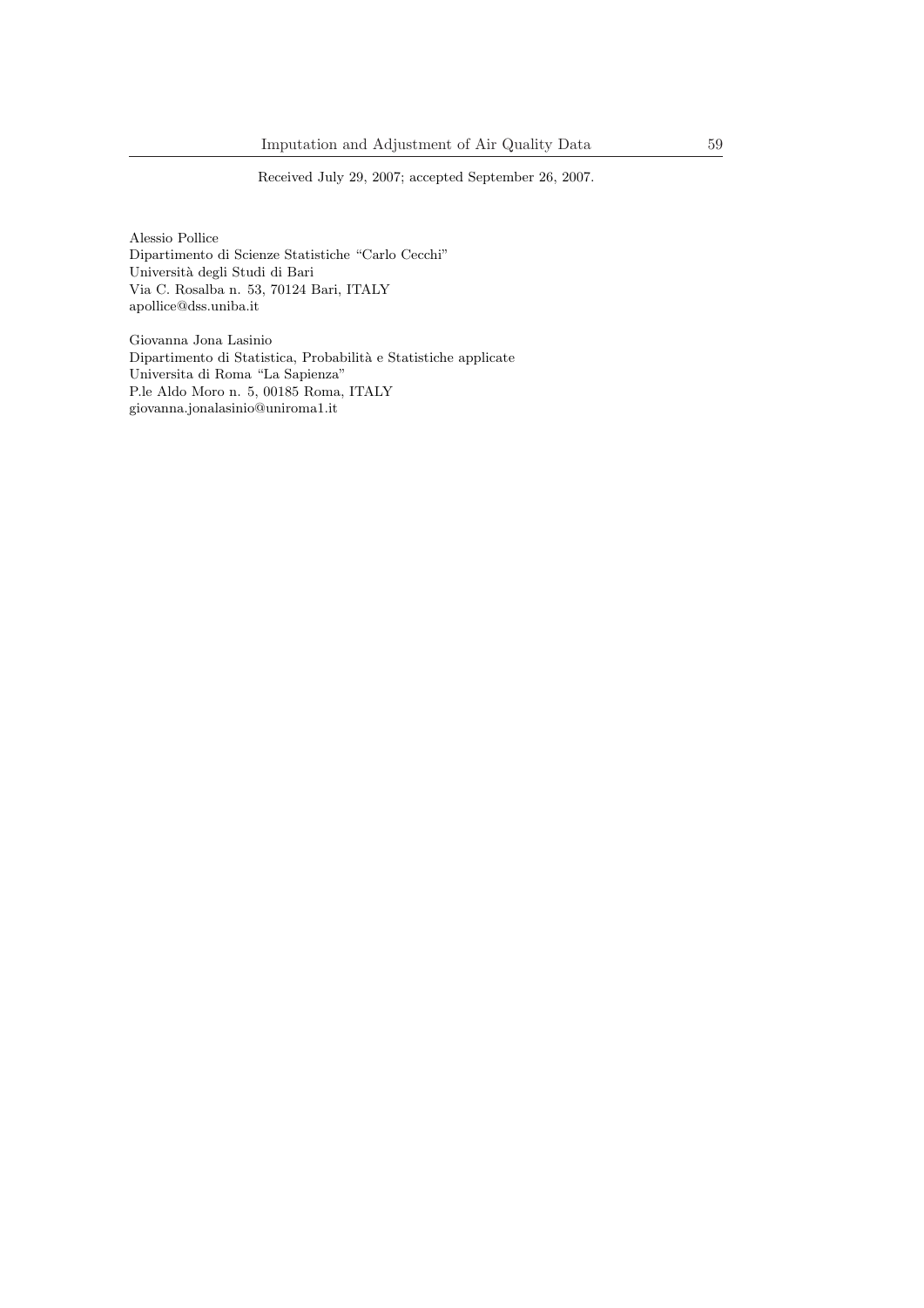Received July 29, 2007; accepted September 26, 2007.

Alessio Pollice
Dipartimento di Scienze Statistiche "Carlo Cecchi"
Università degli Studi di Bari
Via C. Rosalba n. 53, 70124 Bari, ITALY
apollice@dss.uniba.it

Giovanna Jona Lasinio
Dipartimento di Statistica, Probabilità e Statistiche applicate
Universita di Roma "La Sapienza"
P.le Aldo Moro n. 5, 00185 Roma, ITALY
giovanna.jonalasinio@uniroma1.it